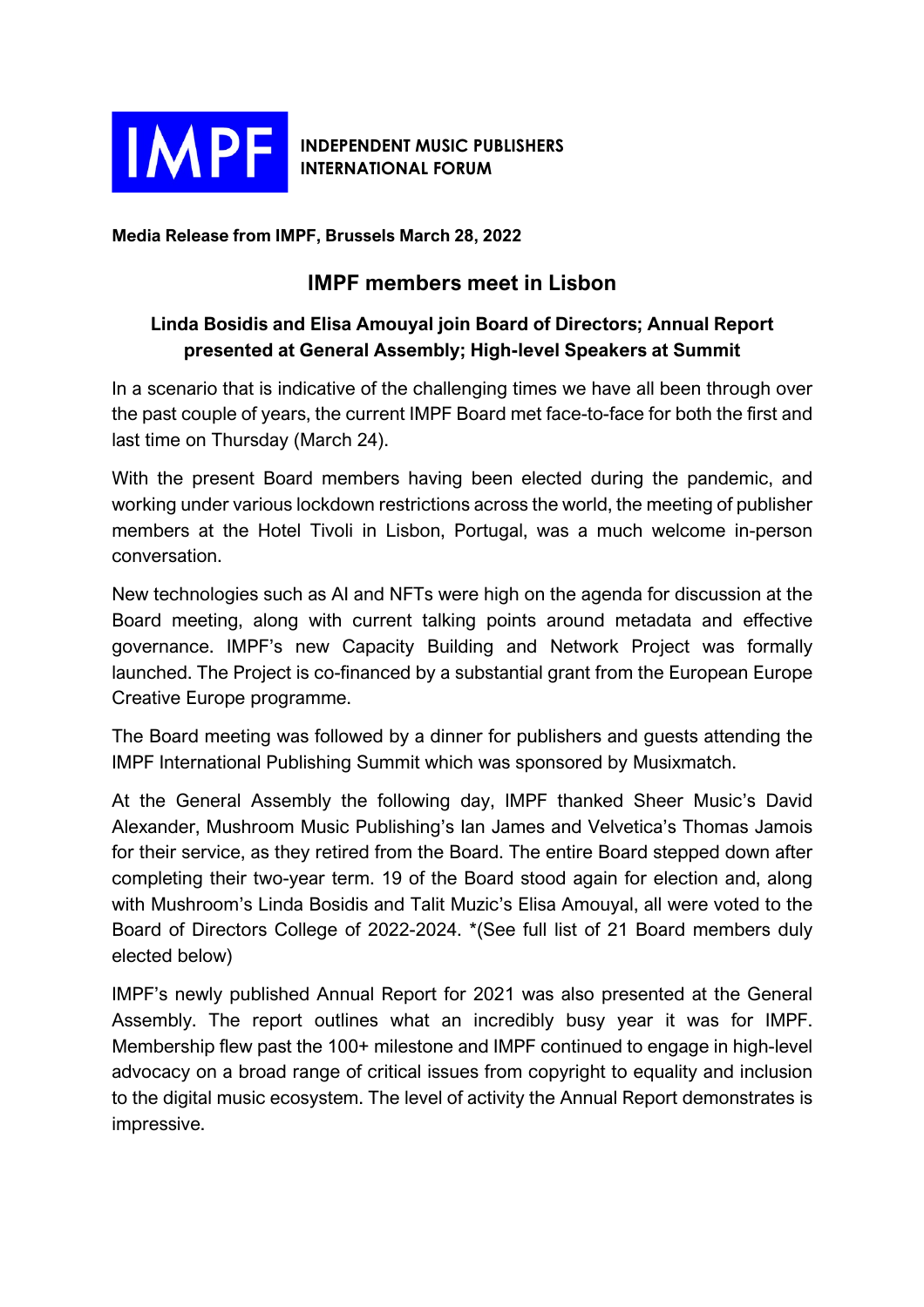**IMPF** INDEPENDENT MUSIC PUBLISHERS INTERNATIONAL FORUM

**Media Release from IMPF, Brussels March 28, 2022**

## IMPF members meet in Lisbon

### Linda Bosidis and Elisa Amouyal join Board of Directors; Annual Report presented at General Assembly; High-level Speakers at Summit

In a scenario that is indicative of the challenging times we have all been through over the past couple of years, the current IMPF Board met face-to-face for both the first and last time on Thursday (March 24).

With the present Board members having been elected during the pandemic, and working under various lockdown restrictions across the world, the meeting of publisher members at the Hotel Tivoli in Lisbon, Portugal, was a much welcome in-person conversation.

New technologies such as AI and NFTs were high on the agenda for discussion at the Board meeting, along with current talking points around metadata and effective governance. IMPF's new Capacity Building and Network Project was formally launched. The Project is co-financed by a substantial grant from the European Europe Creative Europe programme.

The Board meeting was followed by a dinner for publishers and guests attending the IMPF International Publishing Summit which was sponsored by Musixmatch.

At the General Assembly the following day, IMPF thanked Sheer Music's David Alexander, Mushroom Music Publishing's Ian James and Velvetica's Thomas Jamois for their service, as they retired from the Board. The entire Board stepped down after completing their two-year term. 19 of the Board stood again for election and, along with Mushroom's Linda Bosidis and Talit Muzic's Elisa Amouyal, all were voted to the Board of Directors College of 2022-2024. *(See full list of 21 Board members duly elected below)

IMPF's newly published Annual Report for 2021 was also presented at the General Assembly. The report outlines what an incredibly busy year it was for IMPF. Membership flew past the 100+ milestone and IMPF continued to engage in high-level advocacy on a broad range of critical issues from copyright to equality and inclusion to the digital music ecosystem. The level of activity the Annual Report demonstrates is impressive.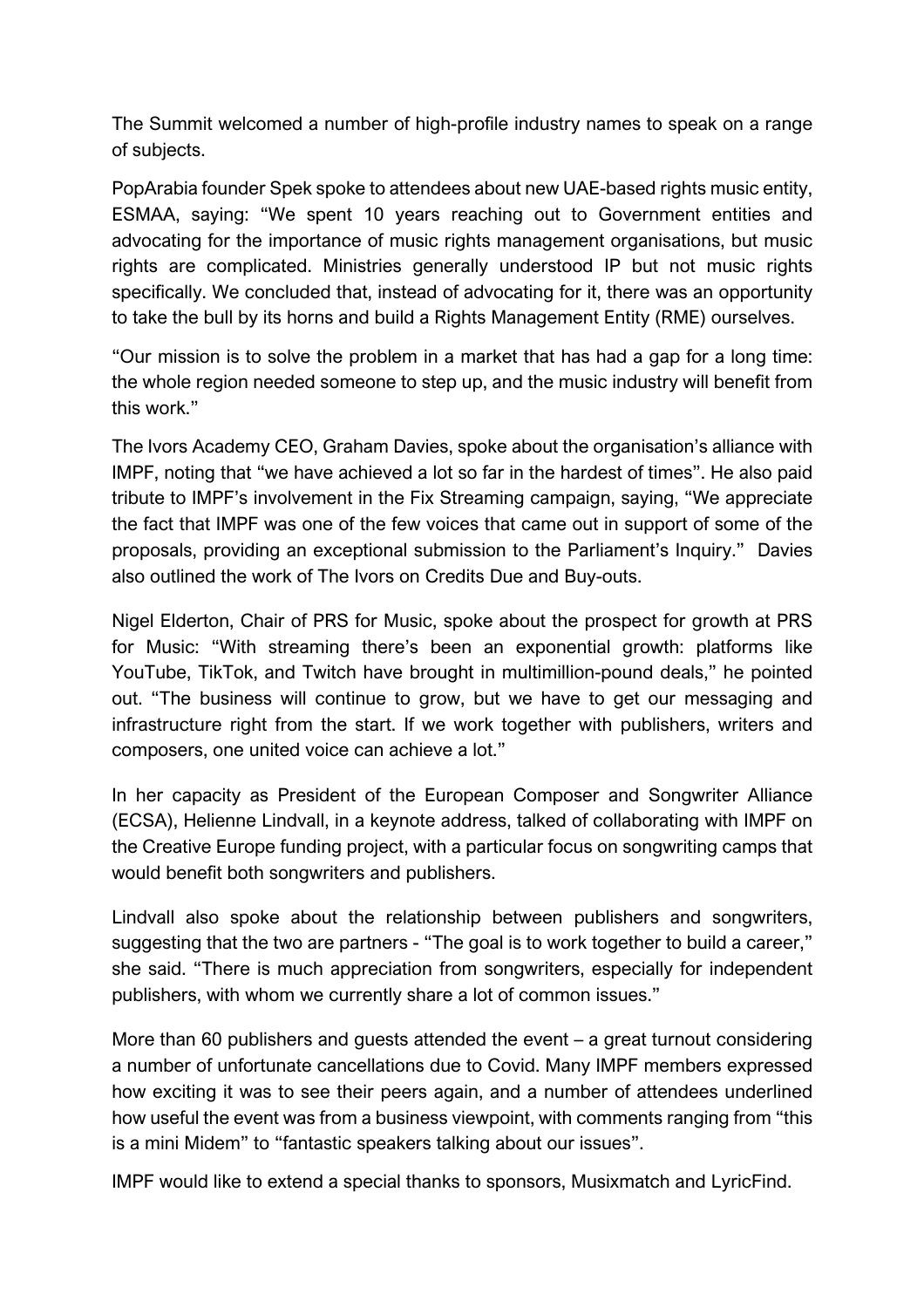The Summit welcomed a number of high-profile industry names to speak on a range of subjects.

PopArabia founder Spek spoke to attendees about new UAE-based rights music entity, ESMAA, saying: "We spent 10 years reaching out to Government entities and advocating for the importance of music rights management organisations, but music rights are complicated. Ministries generally understood IP but not music rights specifically. We concluded that, instead of advocating for it, there was an opportunity to take the bull by its horns and build a Rights Management Entity (RME) ourselves.

"Our mission is to solve the problem in a market that has had a gap for a long time: the whole region needed someone to step up, and the music industry will benefit from this work."

The Ivors Academy CEO, Graham Davies, spoke about the organisation's alliance with IMPF, noting that "we have achieved a lot so far in the hardest of times". He also paid tribute to IMPF's involvement in the Fix Streaming campaign, saying, "We appreciate the fact that IMPF was one of the few voices that came out in support of some of the proposals, providing an exceptional submission to the Parliament's Inquiry." Davies also outlined the work of The Ivors on Credits Due and Buy-outs.

Nigel Elderton, Chair of PRS for Music, spoke about the prospect for growth at PRS for Music: "With streaming there's been an exponential growth: platforms like YouTube, TikTok, and Twitch have brought in multimillion-pound deals," he pointed out. "The business will continue to grow, but we have to get our messaging and infrastructure right from the start. If we work together with publishers, writers and composers, one united voice can achieve a lot."

In her capacity as President of the European Composer and Songwriter Alliance (ECSA), Helienne Lindvall, in a keynote address, talked of collaborating with IMPF on the Creative Europe funding project, with a particular focus on songwriting camps that would benefit both songwriters and publishers.

Lindvall also spoke about the relationship between publishers and songwriters, suggesting that the two are partners - "The goal is to work together to build a career," she said. "There is much appreciation from songwriters, especially for independent publishers, with whom we currently share a lot of common issues."

More than 60 publishers and guests attended the event – a great turnout considering a number of unfortunate cancellations due to Covid. Many IMPF members expressed how exciting it was to see their peers again, and a number of attendees underlined how useful the event was from a business viewpoint, with comments ranging from "this is a mini Midem" to "fantastic speakers talking about our issues".

IMPF would like to extend a special thanks to sponsors, Musixmatch and LyricFind.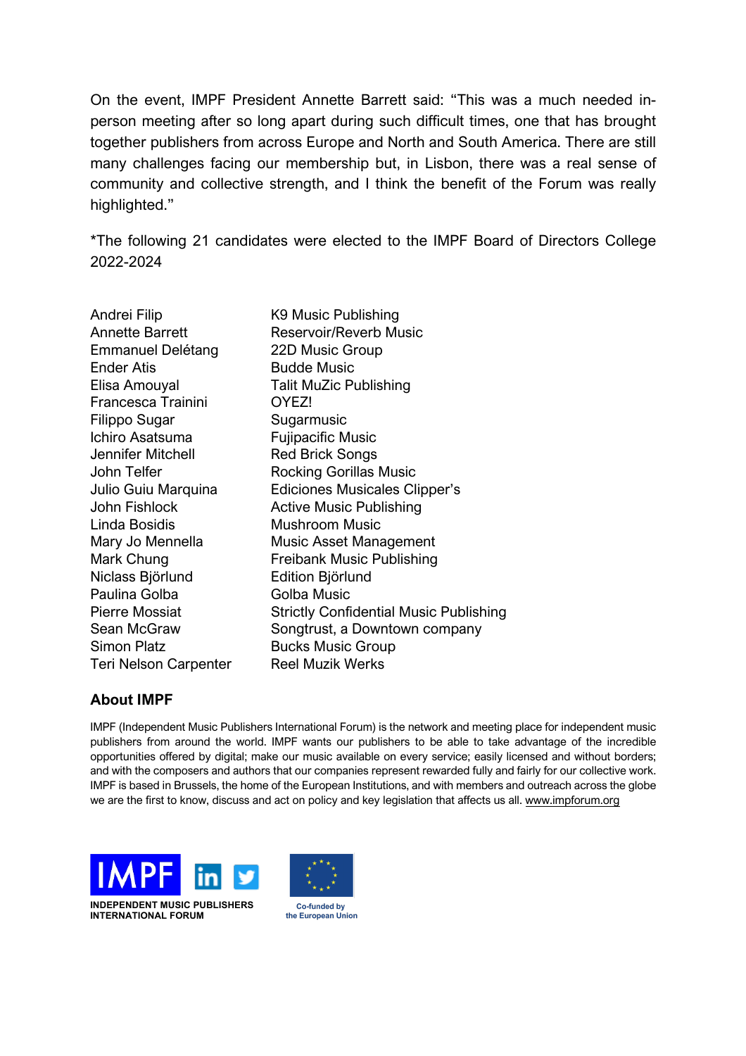On the event, IMPF President Annette Barrett said: "This was a much needed in-person meeting after so long apart during such difficult times, one that has brought together publishers from across Europe and North and South America. There are still many challenges facing our membership but, in Lisbon, there was a real sense of community and collective strength, and I think the benefit of the Forum was really highlighted."

*The following 21 candidates were elected to the IMPF Board of Directors College 2022-2024

| | |
|---|---|
| Andrei Filip | K9 Music Publishing |
| Annette Barrett | Reservoir/Reverb Music |
| Emmanuel Delétang | 22D Music Group |
| Ender Atis | Budde Music |
| Elisa Amouyal | Talit MuZic Publishing |
| Francesca Trainini | OYEZ! |
| Filippo Sugar | Sugarmusic |
| Ichiro Asatsuma | Fujipacific Music |
| Jennifer Mitchell | Red Brick Songs |
| John Telfer | Rocking Gorillas Music |
| Julio Guiu Marquina | Ediciones Musicales Clipper's |
| John Fishlock | Active Music Publishing |
| Linda Bosidis | Mushroom Music |
| Mary Jo Mennella | Music Asset Management |
| Mark Chung | Freibank Music Publishing |
| Niclass Björlund | Edition Björlund |
| Paulina Golba | Golba Music |
| Pierre Mossiat | Strictly Confidential Music Publishing |
| Sean McGraw | Songtrust, a Downtown company |
| Simon Platz | Bucks Music Group |
| Teri Nelson Carpenter | Reel Muzik Werks |

## About IMPF

IMPF (Independent Music Publishers International Forum) is the network and meeting place for independent music publishers from around the world. IMPF wants our publishers to be able to take advantage of the incredible opportunities offered by digital; make our music available on every service; easily licensed and without borders; and with the composers and authors that our companies represent rewarded fully and fairly for our collective work. IMPF is based in Brussels, the home of the European Institutions, and with members and outreach across the globe we are the first to know, discuss and act on policy and key legislation that affects us all. www.impforum.org

IMPF

INDEPENDENT MUSIC PUBLISHERS INTERNATIONAL FORUM

Co-funded by the European Union